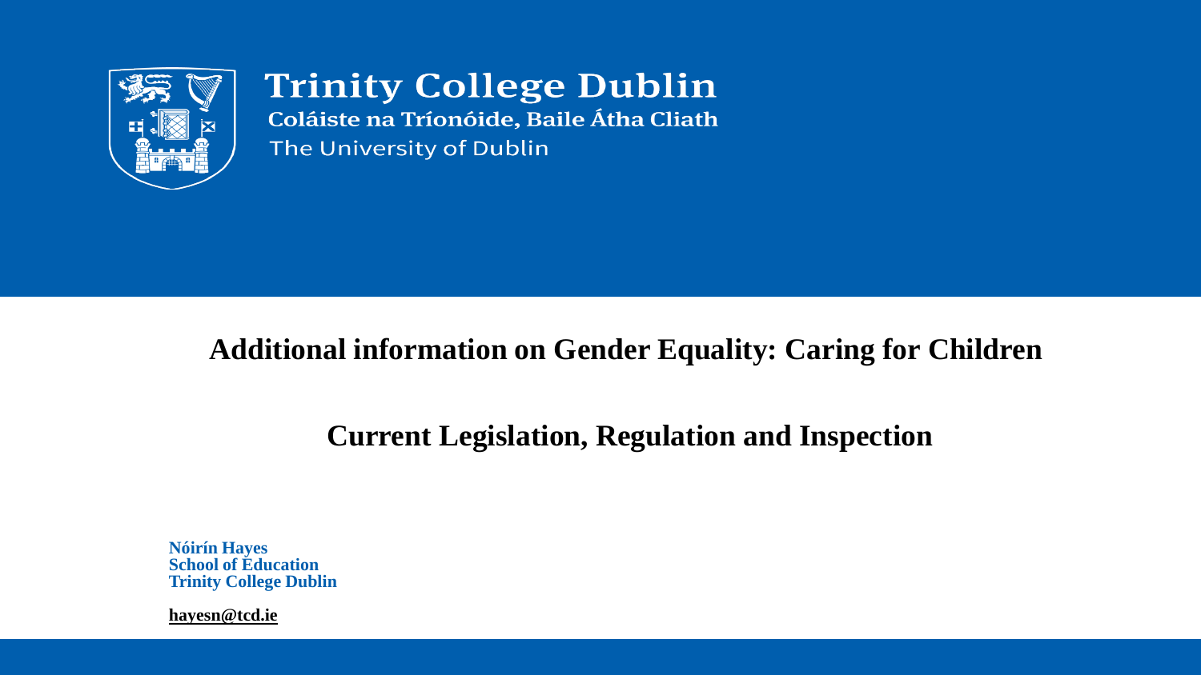Trinity College Dublin
Coláiste na Tríonóide, Baile Átha Cliath
The University of Dublin

# Additional information on Gender Equality: Caring for Children

## Current Legislation, Regulation and Inspection

**Nóirín Hayes**
**School of Education**
**Trinity College Dublin**

**hayesn@tcd.ie**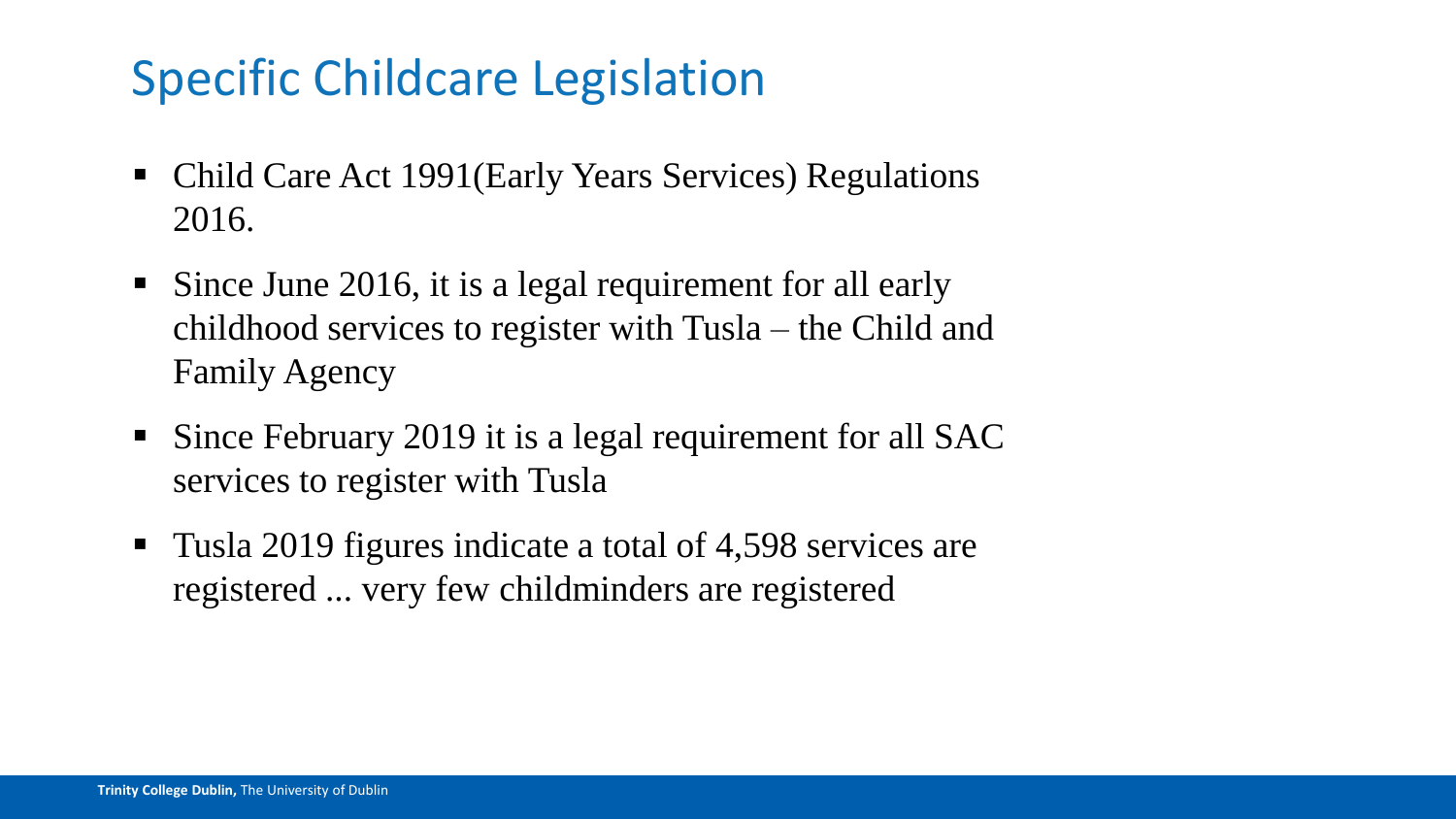# Specific Childcare Legislation

- Child Care Act 1991(Early Years Services) Regulations 2016.
- Since June 2016, it is a legal requirement for all early childhood services to register with Tusla – the Child and Family Agency
- Since February 2019 it is a legal requirement for all SAC services to register with Tusla
- Tusla 2019 figures indicate a total of 4,598 services are registered ... very few childminders are registered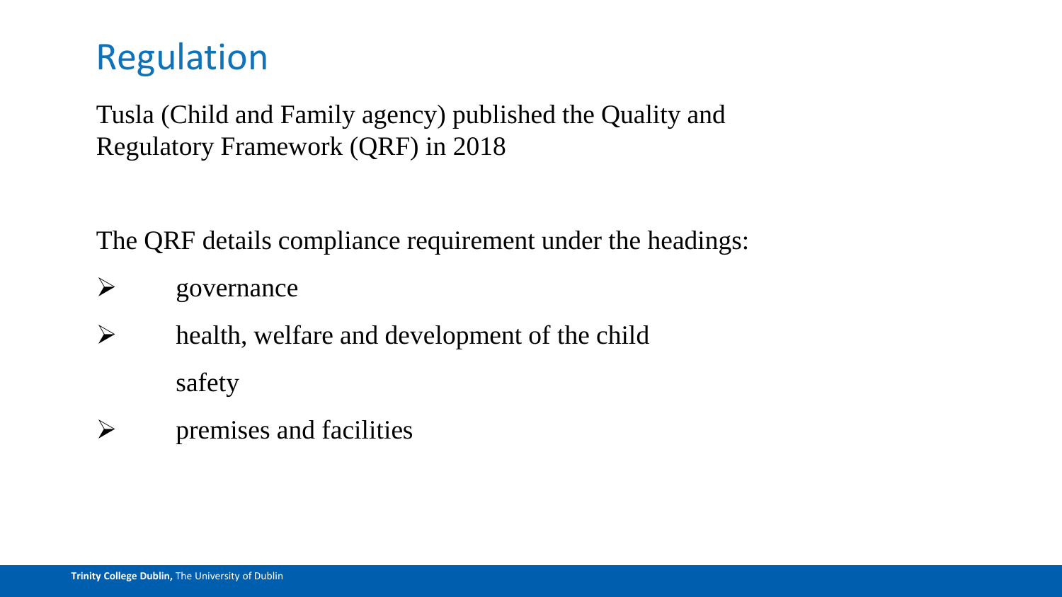# Regulation

Tusla (Child and Family agency) published the Quality and Regulatory Framework (QRF) in 2018

The QRF details compliance requirement under the headings:

- governance
- health, welfare and development of the child
  safety
- premises and facilities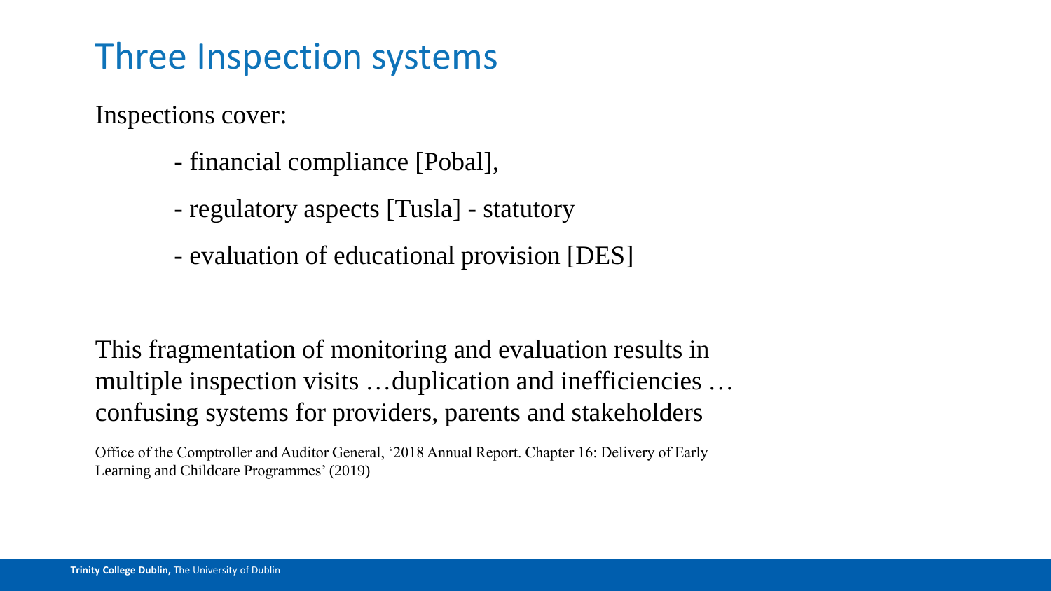# Three Inspection systems

Inspections cover:

- financial compliance [Pobal],
- regulatory aspects [Tusla] - statutory
- evaluation of educational provision [DES]

This fragmentation of monitoring and evaluation results in multiple inspection visits …duplication and inefficiencies … confusing systems for providers, parents and stakeholders

Office of the Comptroller and Auditor General, '2018 Annual Report. Chapter 16: Delivery of Early Learning and Childcare Programmes' (2019)